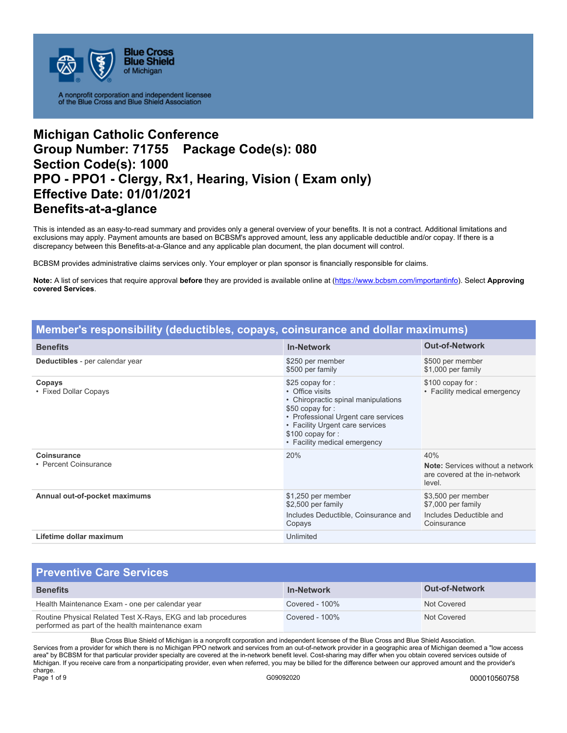Blue Cross Blue Shield of Michigan

A nonprofit corporation and independent licensee of the Blue Cross and Blue Shield Association

# Michigan Catholic Conference
# Group Number: 71755 Package Code(s): 080
# Section Code(s): 1000
# PPO - PPO1 - Clergy, Rx1, Hearing, Vision ( Exam only)
# Effective Date: 01/01/2021
# Benefits-at-a-glance

This is intended as an easy-to-read summary and provides only a general overview of your benefits. It is not a contract. Additional limitations and exclusions may apply. Payment amounts are based on BCBSM's approved amount, less any applicable deductible and/or copay. If there is a discrepancy between this Benefits-at-a-Glance and any applicable plan document, the plan document will control.

BCBSM provides administrative claims services only. Your employer or plan sponsor is financially responsible for claims.

**Note:** A list of services that require approval **before** they are provided is available online at (https://www.bcbsm.com/importantinfo). Select **Approving covered Services**.

## Member's responsibility (deductibles, copays, coinsurance and dollar maximums)

| Benefits | In-Network | Out-of-Network |
|---|---|---|
| **Deductibles** - per calendar year | $250 per member<br>$500 per family | $500 per member<br>$1,000 per family |
| **Copays**<br>• Fixed Dollar Copays | $25 copay for :<br>• Office visits<br>• Chiropractic spinal manipulations<br>$50 copay for :<br>• Professional Urgent care services<br>• Facility Urgent care services<br>$100 copay for :<br>• Facility medical emergency | $100 copay for :<br>• Facility medical emergency |
| **Coinsurance**<br>• Percent Coinsurance | 20% | 40%<br>**Note:** Services without a network are covered at the in-network level. |
| **Annual out-of-pocket maximums** | $1,250 per member<br>$2,500 per family<br>Includes Deductible, Coinsurance and Copays | $3,500 per member<br>$7,000 per family<br>Includes Deductible and Coinsurance |
| **Lifetime dollar maximum** | Unlimited | |

## Preventive Care Services

| Benefits | In-Network | Out-of-Network |
|---|---|---|
| Health Maintenance Exam - one per calendar year | Covered - 100% | Not Covered |
| Routine Physical Related Test X-Rays, EKG and lab procedures performed as part of the health maintenance exam | Covered - 100% | Not Covered |

Blue Cross Blue Shield of Michigan is a nonprofit corporation and independent licensee of the Blue Cross and Blue Shield Association.
Services from a provider for which there is no Michigan PPO network and services from an out-of-network provider in a geographic area of Michigan deemed a "low access area" by BCBSM for that particular provider specialty are covered at the in-network benefit level. Cost-sharing may differ when you obtain covered services outside of Michigan. If you receive care from a nonparticipating provider, even when referred, you may be billed for the difference between our approved amount and the provider's charge.

G09092020 000010560758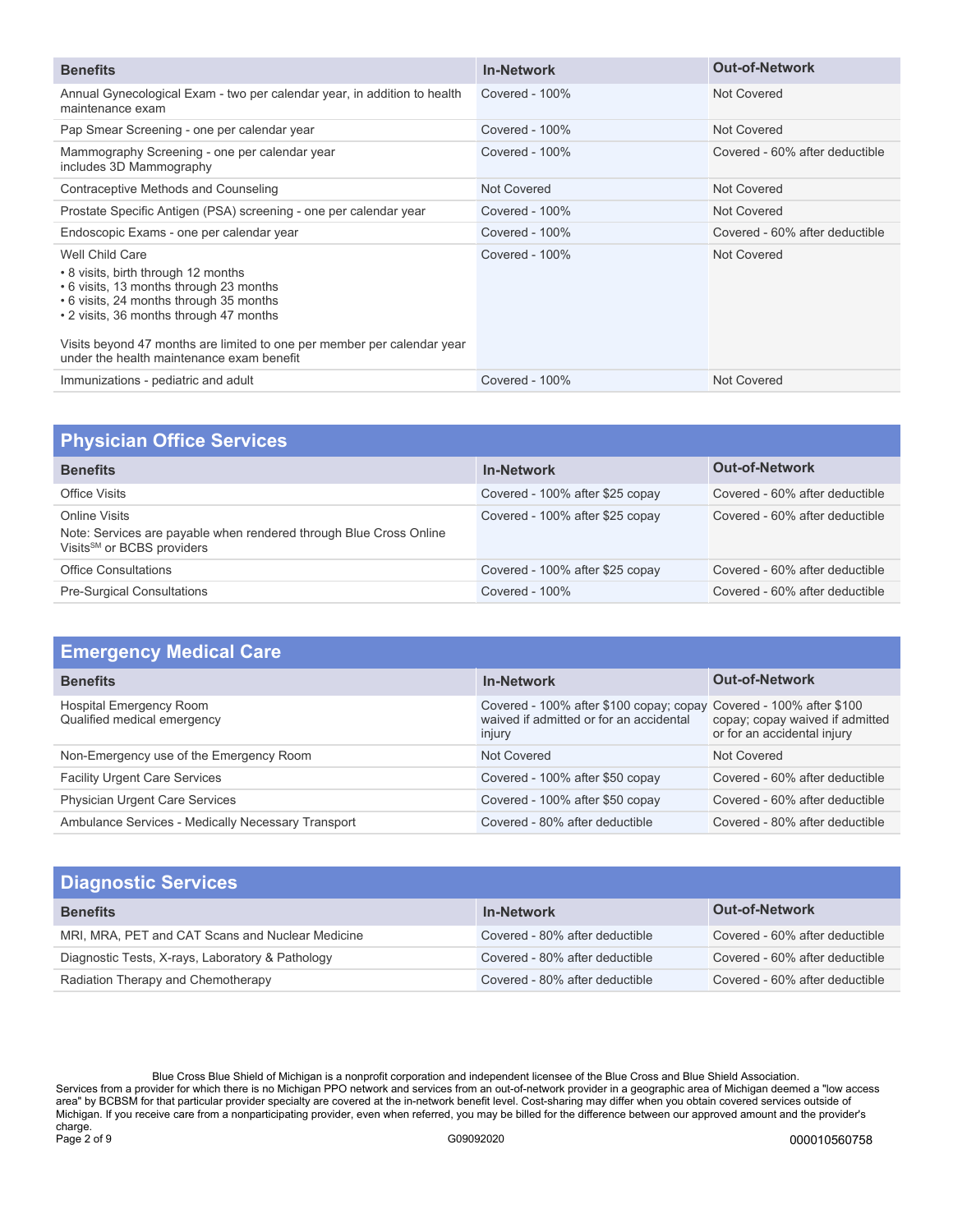| Benefits | In-Network | Out-of-Network |
|---|---|---|
| Annual Gynecological Exam - two per calendar year, in addition to health maintenance exam | Covered - 100% | Not Covered |
| Pap Smear Screening - one per calendar year | Covered - 100% | Not Covered |
| Mammography Screening - one per calendar year includes 3D Mammography | Covered - 100% | Covered - 60% after deductible |
| Contraceptive Methods and Counseling | Not Covered | Not Covered |
| Prostate Specific Antigen (PSA) screening - one per calendar year | Covered - 100% | Not Covered |
| Endoscopic Exams - one per calendar year | Covered - 100% | Covered - 60% after deductible |
| Well Child Care<br>• 8 visits, birth through 12 months<br>• 6 visits, 13 months through 23 months<br>• 6 visits, 24 months through 35 months<br>• 2 visits, 36 months through 47 months<br><br>Visits beyond 47 months are limited to one per member per calendar year under the health maintenance exam benefit | Covered - 100% | Not Covered |
| Immunizations - pediatric and adult | Covered - 100% | Not Covered |

## Physician Office Services

| Benefits | In-Network | Out-of-Network |
|---|---|---|
| Office Visits | Covered - 100% after $25 copay | Covered - 60% after deductible |
| Online Visits<br>Note: Services are payable when rendered through Blue Cross Online Visits[SM] or BCBS providers | Covered - 100% after $25 copay | Covered - 60% after deductible |
| Office Consultations | Covered - 100% after $25 copay | Covered - 60% after deductible |
| Pre-Surgical Consultations | Covered - 100% | Covered - 60% after deductible |

## Emergency Medical Care

| Benefits | In-Network | Out-of-Network |
|---|---|---|
| Hospital Emergency Room<br>Qualified medical emergency | Covered - 100% after $100 copay; copay waived if admitted or for an accidental injury | Covered - 100% after $100 copay; copay waived if admitted or for an accidental injury |
| Non-Emergency use of the Emergency Room | Not Covered | Not Covered |
| Facility Urgent Care Services | Covered - 100% after $50 copay | Covered - 60% after deductible |
| Physician Urgent Care Services | Covered - 100% after $50 copay | Covered - 60% after deductible |
| Ambulance Services - Medically Necessary Transport | Covered - 80% after deductible | Covered - 80% after deductible |

## Diagnostic Services

| Benefits | In-Network | Out-of-Network |
|---|---|---|
| MRI, MRA, PET and CAT Scans and Nuclear Medicine | Covered - 80% after deductible | Covered - 60% after deductible |
| Diagnostic Tests, X-rays, Laboratory & Pathology | Covered - 80% after deductible | Covered - 60% after deductible |
| Radiation Therapy and Chemotherapy | Covered - 80% after deductible | Covered - 60% after deductible |

Blue Cross Blue Shield of Michigan is a nonprofit corporation and independent licensee of the Blue Cross and Blue Shield Association.
Services from a provider for which there is no Michigan PPO network and services from an out-of-network provider in a geographic area of Michigan deemed a "low access area" by BCBSM for that particular provider specialty are covered at the in-network benefit level. Cost-sharing may differ when you obtain covered services outside of Michigan. If you receive care from a nonparticipating provider, even when referred, you may be billed for the difference between our approved amount and the provider's charge.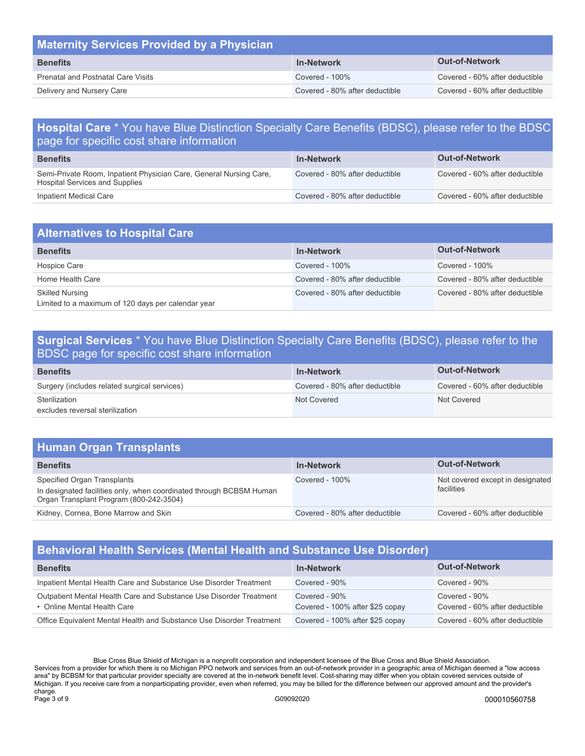## Maternity Services Provided by a Physician

| Benefits | In-Network | Out-of-Network |
| --- | --- | --- |
| Prenatal and Postnatal Care Visits | Covered - 100% | Covered - 60% after deductible |
| Delivery and Nursery Care | Covered - 80% after deductible | Covered - 60% after deductible |

## Hospital Care * You have Blue Distinction Specialty Care Benefits (BDSC), please refer to the BDSC page for specific cost share information

| Benefits | In-Network | Out-of-Network |
| --- | --- | --- |
| Semi-Private Room, Inpatient Physician Care, General Nursing Care, Hospital Services and Supplies | Covered - 80% after deductible | Covered - 60% after deductible |
| Inpatient Medical Care | Covered - 80% after deductible | Covered - 60% after deductible |

## Alternatives to Hospital Care

| Benefits | In-Network | Out-of-Network |
| --- | --- | --- |
| Hospice Care | Covered - 100% | Covered - 100% |
| Home Health Care | Covered - 80% after deductible | Covered - 80% after deductible |
| Skilled Nursing<br>Limited to a maximum of 120 days per calendar year | Covered - 80% after deductible | Covered - 80% after deductible |

## Surgical Services * You have Blue Distinction Specialty Care Benefits (BDSC), please refer to the BDSC page for specific cost share information

| Benefits | In-Network | Out-of-Network |
| --- | --- | --- |
| Surgery (includes related surgical services) | Covered - 80% after deductible | Covered - 60% after deductible |
| Sterilization<br>excludes reversal sterilization | Not Covered | Not Covered |

## Human Organ Transplants

| Benefits | In-Network | Out-of-Network |
| --- | --- | --- |
| Specified Organ Transplants<br>In designated facilities only, when coordinated through BCBSM Human Organ Transplant Program (800-242-3504) | Covered - 100% | Not covered except in designated facilities |
| Kidney, Cornea, Bone Marrow and Skin | Covered - 80% after deductible | Covered - 60% after deductible |

## Behavioral Health Services (Mental Health and Substance Use Disorder)

| Benefits | In-Network | Out-of-Network |
| --- | --- | --- |
| Inpatient Mental Health Care and Substance Use Disorder Treatment | Covered - 90% | Covered - 90% |
| Outpatient Mental Health Care and Substance Use Disorder Treatment<br>• Online Mental Health Care | Covered - 90%<br>Covered - 100% after $25 copay | Covered - 90%<br>Covered - 60% after deductible |
| Office Equivalent Mental Health and Substance Use Disorder Treatment | Covered - 100% after $25 copay | Covered - 60% after deductible |

Blue Cross Blue Shield of Michigan is a nonprofit corporation and independent licensee of the Blue Cross and Blue Shield Association.
Services from a provider for which there is no Michigan PPO network and services from an out-of-network provider in a geographic area of Michigan deemed a "low access area" by BCBSM for that particular provider specialty are covered at the in-network benefit level. Cost-sharing may differ when you obtain covered services outside of Michigan. If you receive care from a nonparticipating provider, even when referred, you may be billed for the difference between our approved amount and the provider's charge.

G09092020 000010560758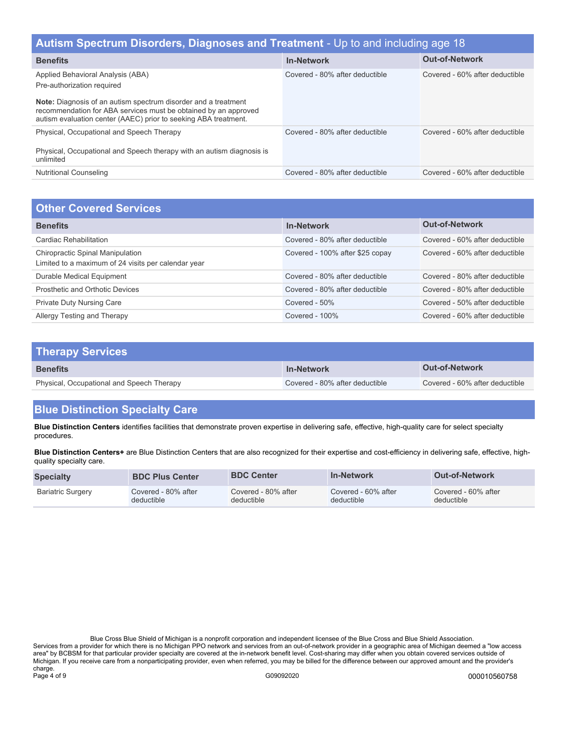## Autism Spectrum Disorders, Diagnoses and Treatment - Up to and including age 18

| Benefits | In-Network | Out-of-Network |
|---|---|---|
| Applied Behavioral Analysis (ABA)<br>Pre-authorization required<br><br>**Note:** Diagnosis of an autism spectrum disorder and a treatment recommendation for ABA services must be obtained by an approved autism evaluation center (AAEC) prior to seeking ABA treatment. | Covered - 80% after deductible | Covered - 60% after deductible |
| Physical, Occupational and Speech Therapy<br><br>Physical, Occupational and Speech therapy with an autism diagnosis is unlimited | Covered - 80% after deductible | Covered - 60% after deductible |
| Nutritional Counseling | Covered - 80% after deductible | Covered - 60% after deductible |

## Other Covered Services

| Benefits | In-Network | Out-of-Network |
|---|---|---|
| Cardiac Rehabilitation | Covered - 80% after deductible | Covered - 60% after deductible |
| Chiropractic Spinal Manipulation<br>Limited to a maximum of 24 visits per calendar year | Covered - 100% after $25 copay | Covered - 60% after deductible |
| Durable Medical Equipment | Covered - 80% after deductible | Covered - 80% after deductible |
| Prosthetic and Orthotic Devices | Covered - 80% after deductible | Covered - 80% after deductible |
| Private Duty Nursing Care | Covered - 50% | Covered - 50% after deductible |
| Allergy Testing and Therapy | Covered - 100% | Covered - 60% after deductible |

## Therapy Services

| Benefits | In-Network | Out-of-Network |
|---|---|---|
| Physical, Occupational and Speech Therapy | Covered - 80% after deductible | Covered - 60% after deductible |

## Blue Distinction Specialty Care

**Blue Distinction Centers** identifies facilities that demonstrate proven expertise in delivering safe, effective, high-quality care for select specialty procedures.

**Blue Distinction Centers+** are Blue Distinction Centers that are also recognized for their expertise and cost-efficiency in delivering safe, effective, high-quality specialty care.

| Specialty | BDC Plus Center | BDC Center | In-Network | Out-of-Network |
|---|---|---|---|---|
| Bariatric Surgery | Covered - 80% after deductible | Covered - 80% after deductible | Covered - 60% after deductible | Covered - 60% after deductible |

Blue Cross Blue Shield of Michigan is a nonprofit corporation and independent licensee of the Blue Cross and Blue Shield Association.
Services from a provider for which there is no Michigan PPO network and services from an out-of-network provider in a geographic area of Michigan deemed a "low access area" by BCBSM for that particular provider specialty are covered at the in-network benefit level. Cost-sharing may differ when you obtain covered services outside of Michigan. If you receive care from a nonparticipating provider, even when referred, you may be billed for the difference between our approved amount and the provider's charge.

G09092020

000010560758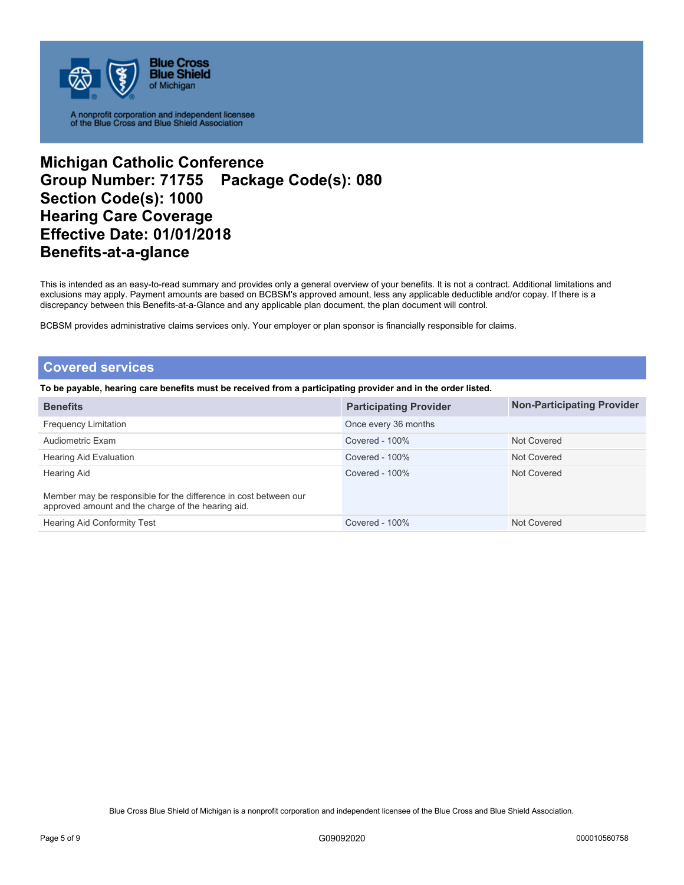# Michigan Catholic Conference
# Group Number: 71755 Package Code(s): 080
# Section Code(s): 1000
# Hearing Care Coverage
# Effective Date: 01/01/2018
# Benefits-at-a-glance

This is intended as an easy-to-read summary and provides only a general overview of your benefits. It is not a contract. Additional limitations and exclusions may apply. Payment amounts are based on BCBSM's approved amount, less any applicable deductible and/or copay. If there is a discrepancy between this Benefits-at-a-Glance and any applicable plan document, the plan document will control.

BCBSM provides administrative claims services only. Your employer or plan sponsor is financially responsible for claims.

## Covered services

**To be payable, hearing care benefits must be received from a participating provider and in the order listed.**

| Benefits | Participating Provider | Non-Participating Provider |
|---|---|---|
| Frequency Limitation | Once every 36 months | |
| Audiometric Exam | Covered - 100% | Not Covered |
| Hearing Aid Evaluation | Covered - 100% | Not Covered |
| Hearing Aid<br><br>Member may be responsible for the difference in cost between our approved amount and the charge of the hearing aid. | Covered - 100% | Not Covered |
| Hearing Aid Conformity Test | Covered - 100% | Not Covered |

Blue Cross Blue Shield of Michigan is a nonprofit corporation and independent licensee of the Blue Cross and Blue Shield Association.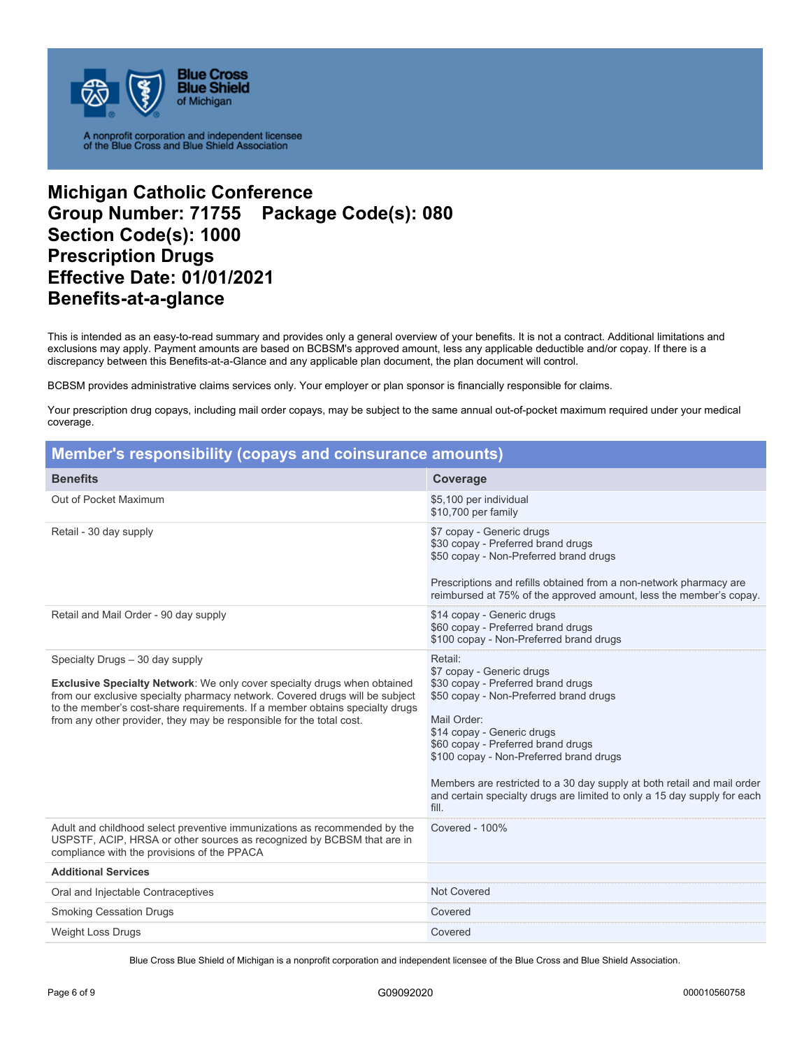Blue Cross Blue Shield of Michigan

A nonprofit corporation and independent licensee of the Blue Cross and Blue Shield Association

# Michigan Catholic Conference
# Group Number: 71755 Package Code(s): 080
# Section Code(s): 1000
# Prescription Drugs
# Effective Date: 01/01/2021
# Benefits-at-a-glance

This is intended as an easy-to-read summary and provides only a general overview of your benefits. It is not a contract. Additional limitations and exclusions may apply. Payment amounts are based on BCBSM's approved amount, less any applicable deductible and/or copay. If there is a discrepancy between this Benefits-at-a-Glance and any applicable plan document, the plan document will control.

BCBSM provides administrative claims services only. Your employer or plan sponsor is financially responsible for claims.

Your prescription drug copays, including mail order copays, may be subject to the same annual out-of-pocket maximum required under your medical coverage.

## Member's responsibility (copays and coinsurance amounts)

| Benefits | Coverage |
|---|---|
| Out of Pocket Maximum | $5,100 per individual<br>$10,700 per family |
| Retail - 30 day supply | $7 copay - Generic drugs<br>$30 copay - Preferred brand drugs<br>$50 copay - Non-Preferred brand drugs<br><br>Prescriptions and refills obtained from a non-network pharmacy are reimbursed at 75% of the approved amount, less the member's copay. |
| Retail and Mail Order - 90 day supply | $14 copay - Generic drugs<br>$60 copay - Preferred brand drugs<br>$100 copay - Non-Preferred brand drugs |
| Specialty Drugs – 30 day supply<br><br>**Exclusive Specialty Network**: We only cover specialty drugs when obtained from our exclusive specialty pharmacy network. Covered drugs will be subject to the member's cost-share requirements. If a member obtains specialty drugs from any other provider, they may be responsible for the total cost. | Retail:<br>$7 copay - Generic drugs<br>$30 copay - Preferred brand drugs<br>$50 copay - Non-Preferred brand drugs<br><br>Mail Order:<br>$14 copay - Generic drugs<br>$60 copay - Preferred brand drugs<br>$100 copay - Non-Preferred brand drugs<br><br>Members are restricted to a 30 day supply at both retail and mail order and certain specialty drugs are limited to only a 15 day supply for each fill. |
| Adult and childhood select preventive immunizations as recommended by the USPSTF, ACIP, HRSA or other sources as recognized by BCBSM that are in compliance with the provisions of the PPACA | Covered - 100% |
| **Additional Services** | |
| Oral and Injectable Contraceptives | Not Covered |
| Smoking Cessation Drugs | Covered |
| Weight Loss Drugs | Covered |

Blue Cross Blue Shield of Michigan is a nonprofit corporation and independent licensee of the Blue Cross and Blue Shield Association.

G09092020 000010560758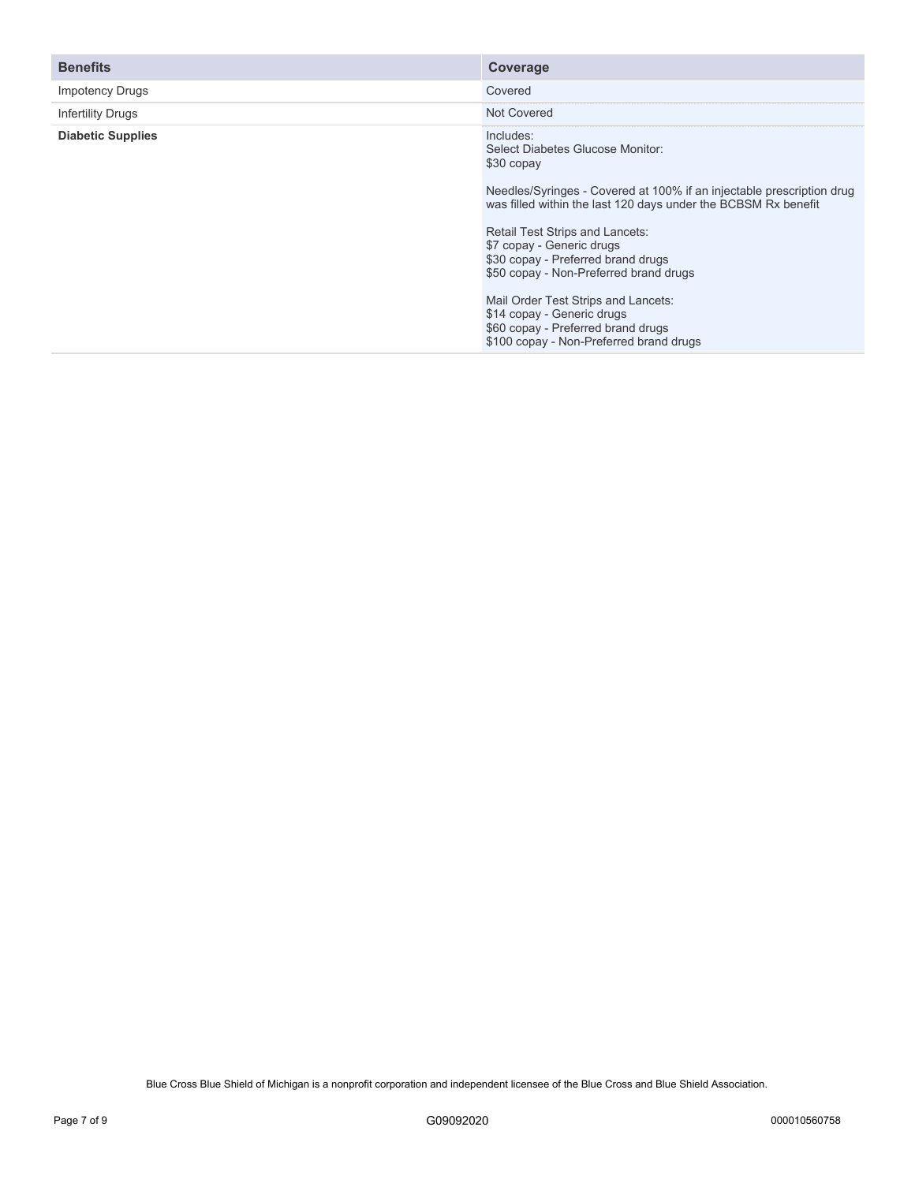| Benefits | Coverage |
| --- | --- |
| Impotency Drugs | Covered |
| Infertility Drugs | Not Covered |
| **Diabetic Supplies** | Includes:<br>Select Diabetes Glucose Monitor:<br>$30 copay<br><br>Needles/Syringes - Covered at 100% if an injectable prescription drug was filled within the last 120 days under the BCBSM Rx benefit<br><br>Retail Test Strips and Lancets:<br>$7 copay - Generic drugs<br>$30 copay - Preferred brand drugs<br>$50 copay - Non-Preferred brand drugs<br><br>Mail Order Test Strips and Lancets:<br>$14 copay - Generic drugs<br>$60 copay - Preferred brand drugs<br>$100 copay - Non-Preferred brand drugs |

Blue Cross Blue Shield of Michigan is a nonprofit corporation and independent licensee of the Blue Cross and Blue Shield Association.

G09092020

000010560758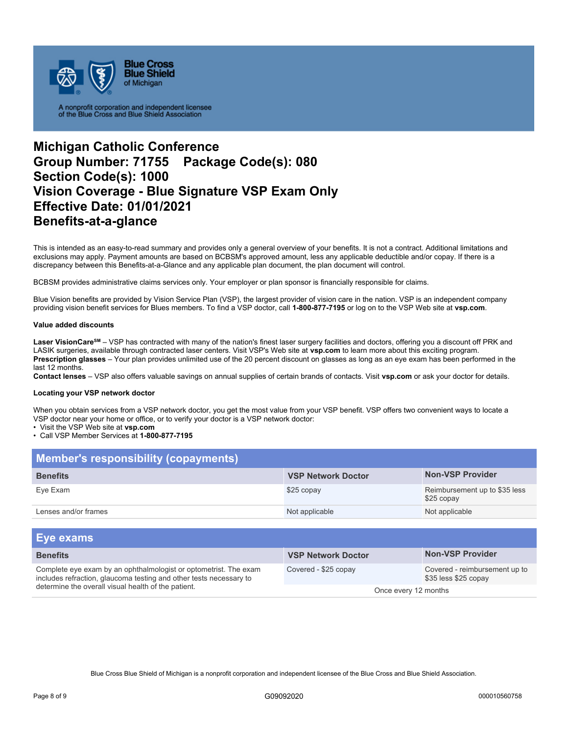Blue Cross Blue Shield of Michigan

A nonprofit corporation and independent licensee of the Blue Cross and Blue Shield Association

# Michigan Catholic Conference
# Group Number: 71755 Package Code(s): 080
# Section Code(s): 1000
# Vision Coverage - Blue Signature VSP Exam Only
# Effective Date: 01/01/2021
# Benefits-at-a-glance

This is intended as an easy-to-read summary and provides only a general overview of your benefits. It is not a contract. Additional limitations and exclusions may apply. Payment amounts are based on BCBSM's approved amount, less any applicable deductible and/or copay. If there is a discrepancy between this Benefits-at-a-Glance and any applicable plan document, the plan document will control.

BCBSM provides administrative claims services only. Your employer or plan sponsor is financially responsible for claims.

Blue Vision benefits are provided by Vision Service Plan (VSP), the largest provider of vision care in the nation. VSP is an independent company providing vision benefit services for Blues members. To find a VSP doctor, call **1-800-877-7195** or log on to the VSP Web site at **vsp.com**.

#### Value added discounts

**Laser VisionCare[SM]** – VSP has contracted with many of the nation's finest laser surgery facilities and doctors, offering you a discount off PRK and LASIK surgeries, available through contracted laser centers. Visit VSP's Web site at **vsp.com** to learn more about this exciting program.
**Prescription glasses** – Your plan provides unlimited use of the 20 percent discount on glasses as long as an eye exam has been performed in the last 12 months.
**Contact lenses** – VSP also offers valuable savings on annual supplies of certain brands of contacts. Visit **vsp.com** or ask your doctor for details.

#### Locating your VSP network doctor

When you obtain services from a VSP network doctor, you get the most value from your VSP benefit. VSP offers two convenient ways to locate a VSP doctor near your home or office, or to verify your doctor is a VSP network doctor:

- Visit the VSP Web site at **vsp.com**
- Call VSP Member Services at **1-800-877-7195**

## Member's responsibility (copayments)

| Benefits | VSP Network Doctor | Non-VSP Provider |
|---|---|---|
| Eye Exam | $25 copay | Reimbursement up to $35 less $25 copay |
| Lenses and/or frames | Not applicable | Not applicable |

## Eye exams

| Benefits | VSP Network Doctor | Non-VSP Provider |
|---|---|---|
| Complete eye exam by an ophthalmologist or optometrist. The exam includes refraction, glaucoma testing and other tests necessary to determine the overall visual health of the patient. | Covered - $25 copay | Covered - reimbursement up to $35 less $25 copay |
| | Once every 12 months | |

Blue Cross Blue Shield of Michigan is a nonprofit corporation and independent licensee of the Blue Cross and Blue Shield Association.

G09092020 000010560758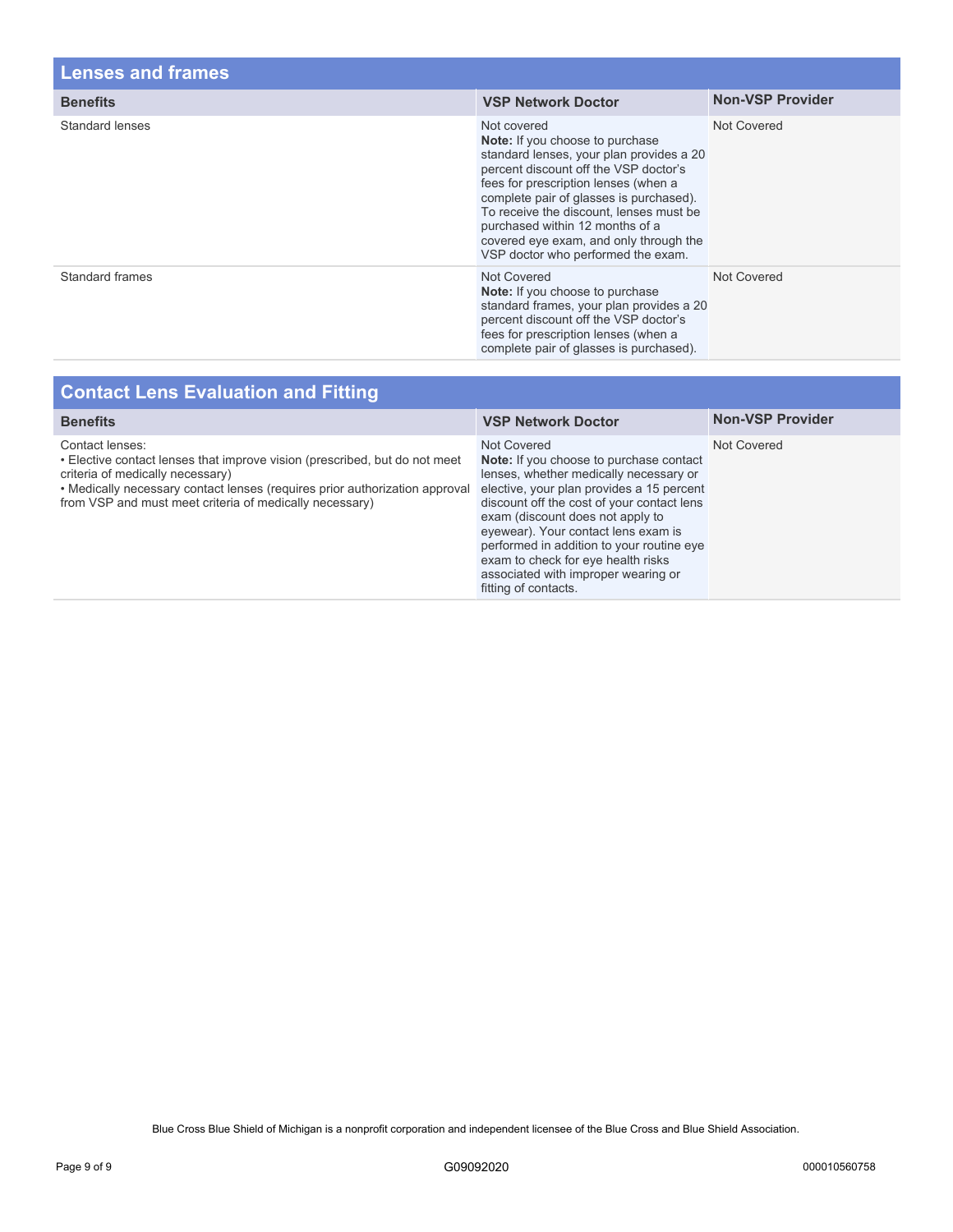## Lenses and frames

| Benefits | VSP Network Doctor | Non-VSP Provider |
|---|---|---|
| Standard lenses | Not covered<br>**Note:** If you choose to purchase standard lenses, your plan provides a 20 percent discount off the VSP doctor's fees for prescription lenses (when a complete pair of glasses is purchased). To receive the discount, lenses must be purchased within 12 months of a covered eye exam, and only through the VSP doctor who performed the exam. | Not Covered |
| Standard frames | Not Covered<br>**Note:** If you choose to purchase standard frames, your plan provides a 20 percent discount off the VSP doctor's fees for prescription lenses (when a complete pair of glasses is purchased). | Not Covered |

## Contact Lens Evaluation and Fitting

| Benefits | VSP Network Doctor | Non-VSP Provider |
|---|---|---|
| Contact lenses:<br>• Elective contact lenses that improve vision (prescribed, but do not meet criteria of medically necessary)<br>• Medically necessary contact lenses (requires prior authorization approval from VSP and must meet criteria of medically necessary) | Not Covered<br>**Note:** If you choose to purchase contact lenses, whether medically necessary or elective, your plan provides a 15 percent discount off the cost of your contact lens exam (discount does not apply to eyewear). Your contact lens exam is performed in addition to your routine eye exam to check for eye health risks associated with improper wearing or fitting of contacts. | Not Covered |

Blue Cross Blue Shield of Michigan is a nonprofit corporation and independent licensee of the Blue Cross and Blue Shield Association.

G09092020 000010560758